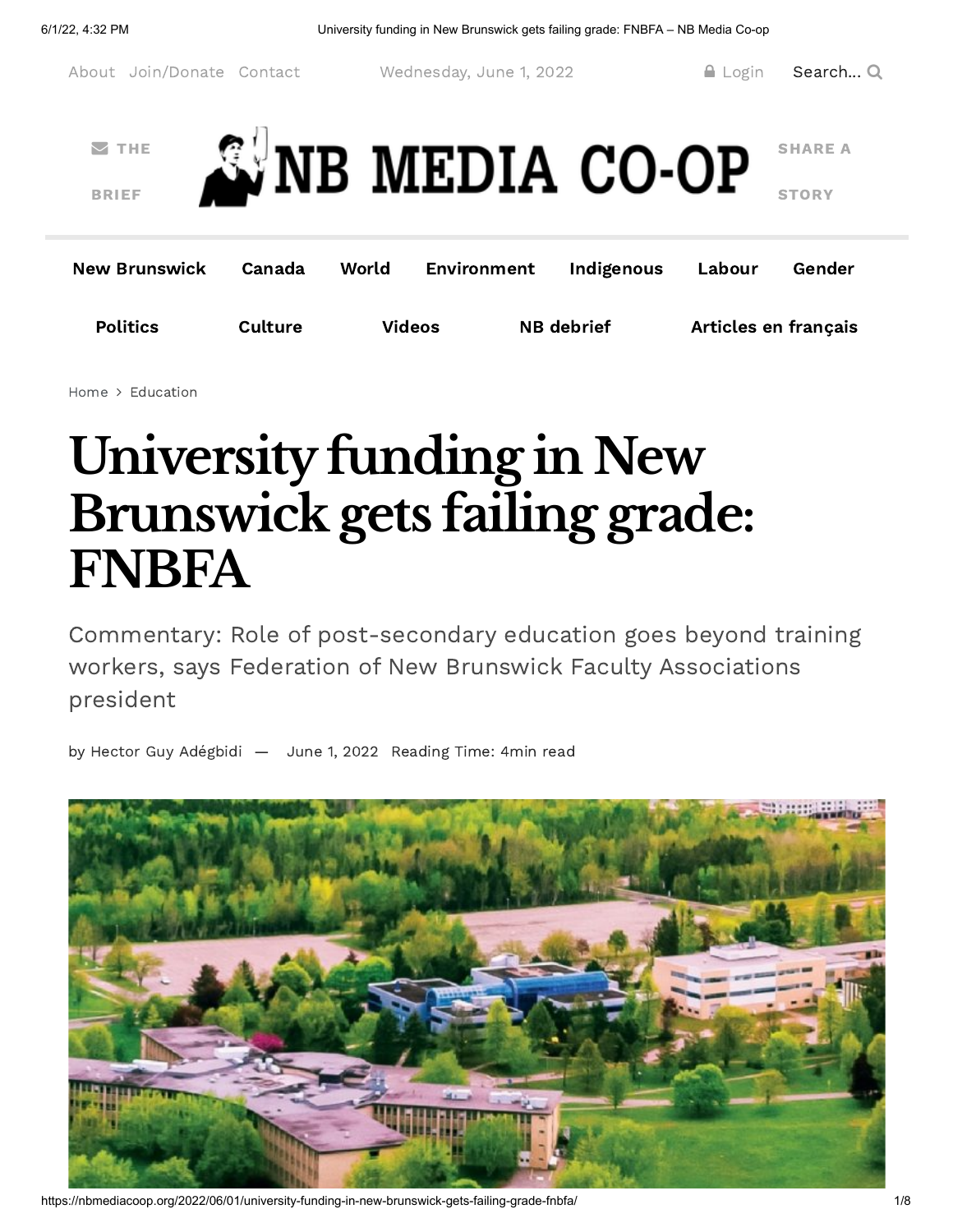About Join/Donate Contact Wednesday, June 1, 2022 Login Search...

THE BRIEF

NB MEDIA CO-OP

SHARE A STORY

New Brunswick | Canada | World | Environment | Indigenous | Labour | Gender | Politics | Culture | Videos | NB debrief | Articles en français

Home > Education

# University funding in New Brunswick gets failing grade: FNBFA

Commentary: Role of post-secondary education goes beyond training workers, says Federation of New Brunswick Faculty Associations president

by Hector Guy Adégbidi — June 1, 2022 Reading Time: 4min read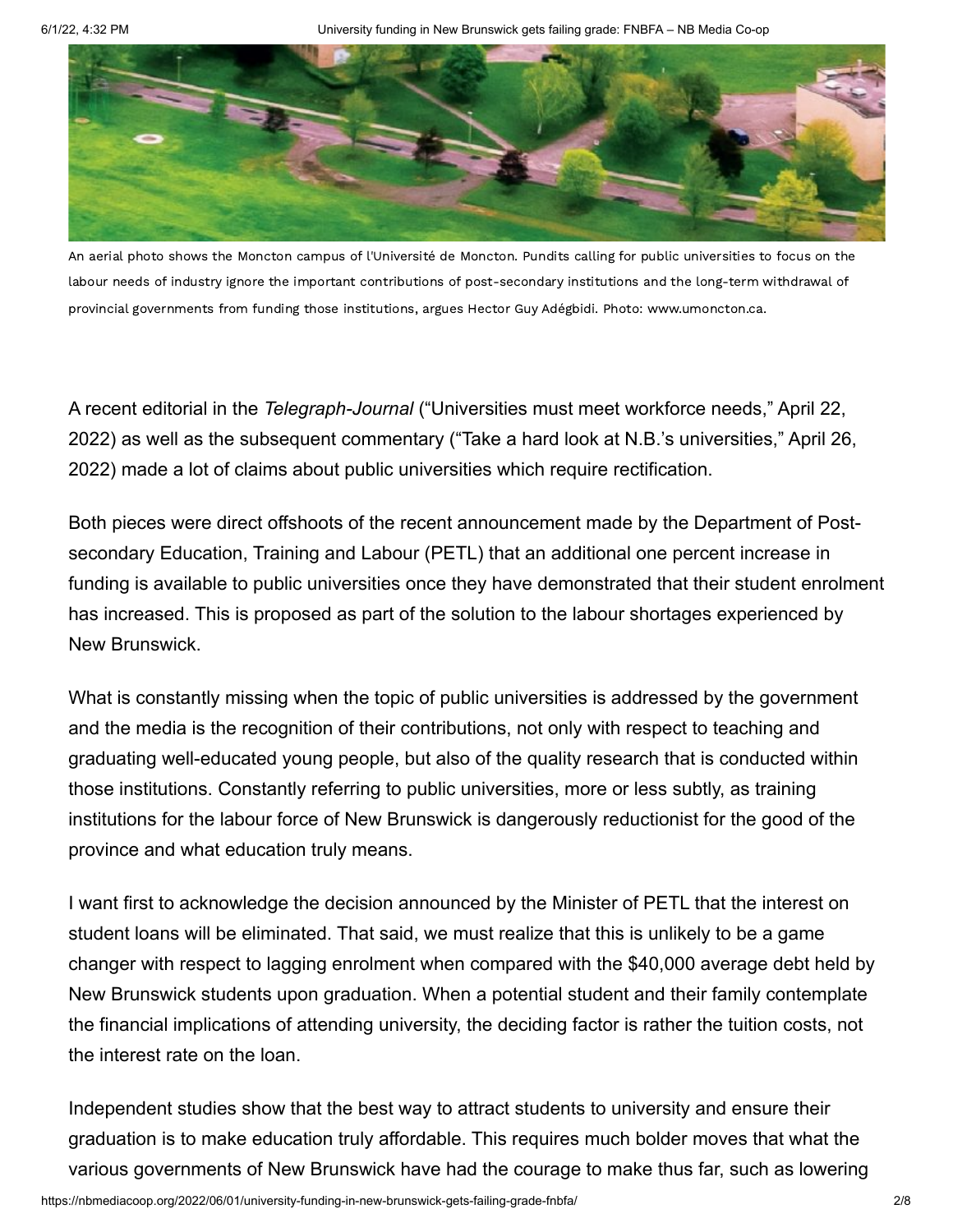An aerial photo shows the Moncton campus of l'Université de Moncton. Pundits calling for public universities to focus on the labour needs of industry ignore the important contributions of post-secondary institutions and the long-term withdrawal of provincial governments from funding those institutions, argues Hector Guy Adégbidi. Photo: www.umoncton.ca.

A recent editorial in the *Telegraph-Journal* ("Universities must meet workforce needs," April 22, 2022) as well as the subsequent commentary ("Take a hard look at N.B.'s universities," April 26, 2022) made a lot of claims about public universities which require rectification.

Both pieces were direct offshoots of the recent announcement made by the Department of Post-secondary Education, Training and Labour (PETL) that an additional one percent increase in funding is available to public universities once they have demonstrated that their student enrolment has increased. This is proposed as part of the solution to the labour shortages experienced by New Brunswick.

What is constantly missing when the topic of public universities is addressed by the government and the media is the recognition of their contributions, not only with respect to teaching and graduating well-educated young people, but also of the quality research that is conducted within those institutions. Constantly referring to public universities, more or less subtly, as training institutions for the labour force of New Brunswick is dangerously reductionist for the good of the province and what education truly means.

I want first to acknowledge the decision announced by the Minister of PETL that the interest on student loans will be eliminated. That said, we must realize that this is unlikely to be a game changer with respect to lagging enrolment when compared with the $40,000 average debt held by New Brunswick students upon graduation. When a potential student and their family contemplate the financial implications of attending university, the deciding factor is rather the tuition costs, not the interest rate on the loan.

Independent studies show that the best way to attract students to university and ensure their graduation is to make education truly affordable. This requires much bolder moves that what the various governments of New Brunswick have had the courage to make thus far, such as lowering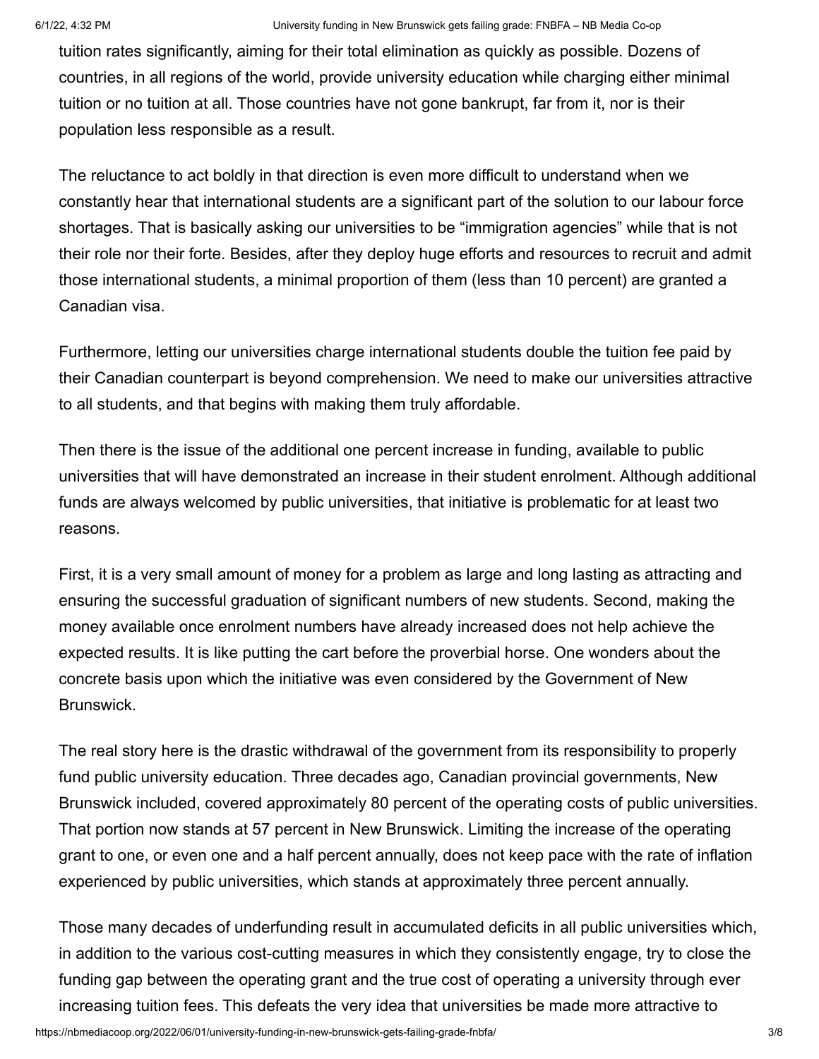tuition rates significantly, aiming for their total elimination as quickly as possible. Dozens of countries, in all regions of the world, provide university education while charging either minimal tuition or no tuition at all. Those countries have not gone bankrupt, far from it, nor is their population less responsible as a result.

The reluctance to act boldly in that direction is even more difficult to understand when we constantly hear that international students are a significant part of the solution to our labour force shortages. That is basically asking our universities to be "immigration agencies" while that is not their role nor their forte. Besides, after they deploy huge efforts and resources to recruit and admit those international students, a minimal proportion of them (less than 10 percent) are granted a Canadian visa.

Furthermore, letting our universities charge international students double the tuition fee paid by their Canadian counterpart is beyond comprehension. We need to make our universities attractive to all students, and that begins with making them truly affordable.

Then there is the issue of the additional one percent increase in funding, available to public universities that will have demonstrated an increase in their student enrolment. Although additional funds are always welcomed by public universities, that initiative is problematic for at least two reasons.

First, it is a very small amount of money for a problem as large and long lasting as attracting and ensuring the successful graduation of significant numbers of new students. Second, making the money available once enrolment numbers have already increased does not help achieve the expected results. It is like putting the cart before the proverbial horse. One wonders about the concrete basis upon which the initiative was even considered by the Government of New Brunswick.

The real story here is the drastic withdrawal of the government from its responsibility to properly fund public university education. Three decades ago, Canadian provincial governments, New Brunswick included, covered approximately 80 percent of the operating costs of public universities. That portion now stands at 57 percent in New Brunswick. Limiting the increase of the operating grant to one, or even one and a half percent annually, does not keep pace with the rate of inflation experienced by public universities, which stands at approximately three percent annually.

Those many decades of underfunding result in accumulated deficits in all public universities which, in addition to the various cost-cutting measures in which they consistently engage, try to close the funding gap between the operating grant and the true cost of operating a university through ever increasing tuition fees. This defeats the very idea that universities be made more attractive to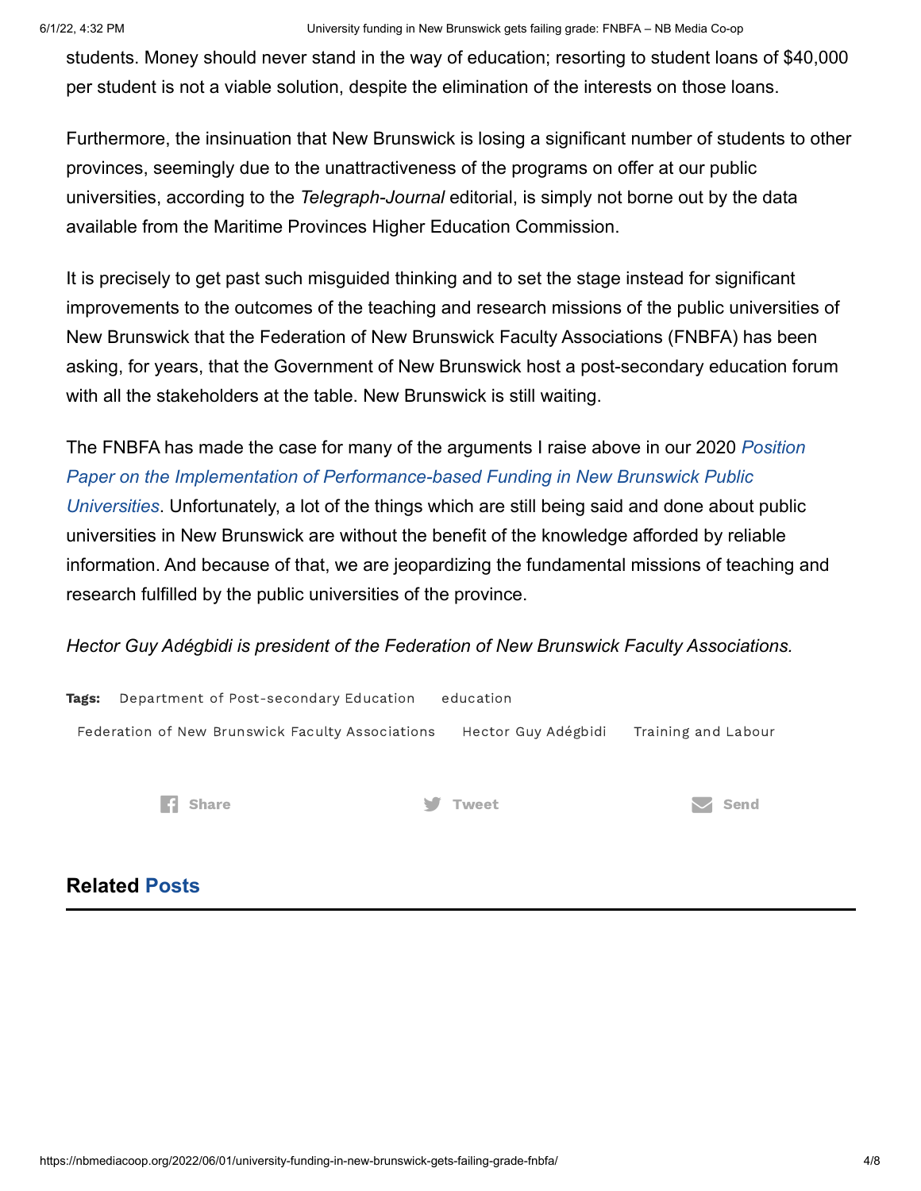students. Money should never stand in the way of education; resorting to student loans of $40,000 per student is not a viable solution, despite the elimination of the interests on those loans.

Furthermore, the insinuation that New Brunswick is losing a significant number of students to other provinces, seemingly due to the unattractiveness of the programs on offer at our public universities, according to the *Telegraph-Journal* editorial, is simply not borne out by the data available from the Maritime Provinces Higher Education Commission.

It is precisely to get past such misguided thinking and to set the stage instead for significant improvements to the outcomes of the teaching and research missions of the public universities of New Brunswick that the Federation of New Brunswick Faculty Associations (FNBFA) has been asking, for years, that the Government of New Brunswick host a post-secondary education forum with all the stakeholders at the table. New Brunswick is still waiting.

The FNBFA has made the case for many of the arguments I raise above in our 2020 *Position Paper on the Implementation of Performance-based Funding in New Brunswick Public Universities*. Unfortunately, a lot of the things which are still being said and done about public universities in New Brunswick are without the benefit of the knowledge afforded by reliable information. And because of that, we are jeopardizing the fundamental missions of teaching and research fulfilled by the public universities of the province.

*Hector Guy Adégbidi is president of the Federation of New Brunswick Faculty Associations.*

**Tags:** Department of Post-secondary Education, education, Federation of New Brunswick Faculty Associations, Hector Guy Adégbidi, Training and Labour

Share Tweet Send

## Related Posts